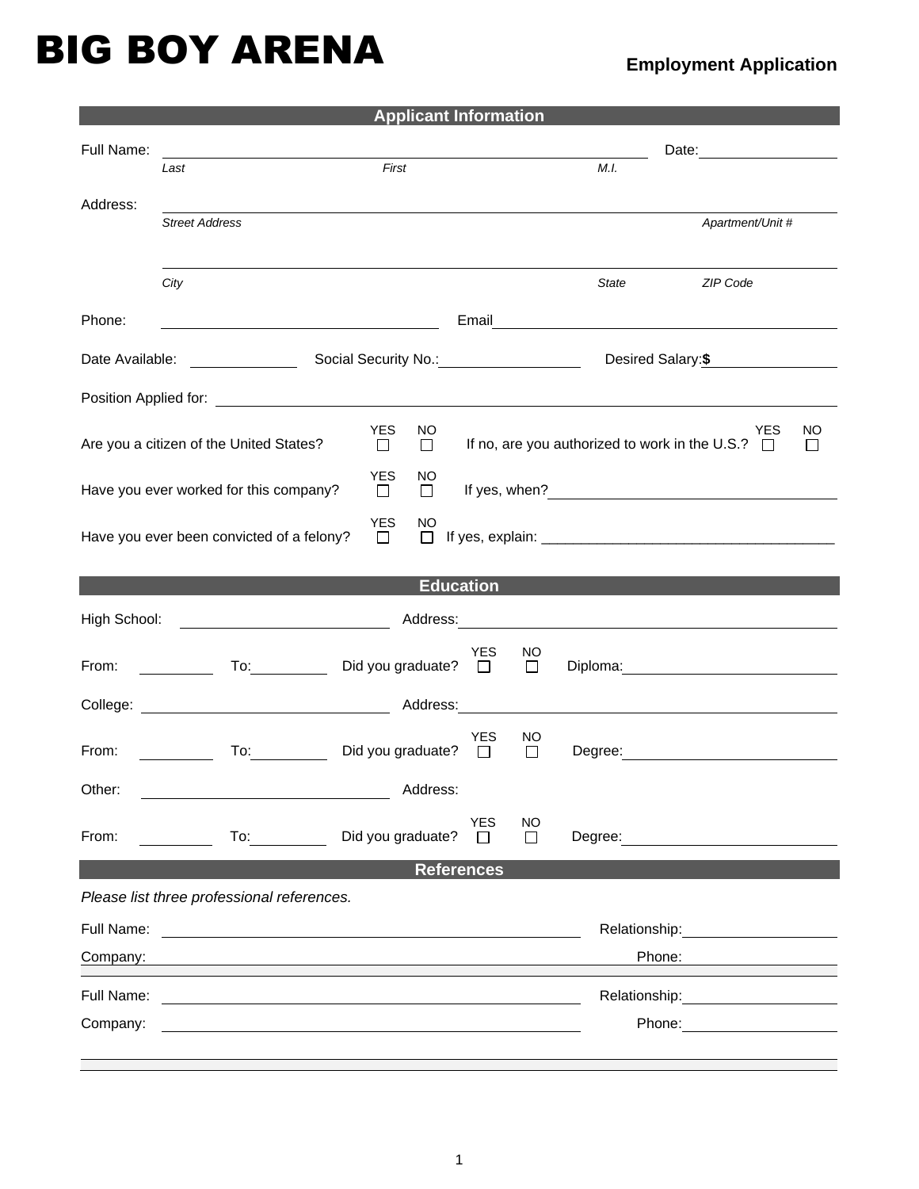# BIG BOY ARENA

**Employment Application**

## Applicant Information

Full Name: ______________________________________________ Date: ______________
*Last* *First* *M.I.*

Address: ______________________________________________________________
*Street Address* *Apartment/Unit #*

______________________________________________________________
*City* *State* *ZIP Code*

Phone: ______________________ Email ______________________________

Date Available: __________ Social Security No.: ______________ Desired Salary: **$** ______________

Position Applied for: ______________________________________________

Are you a citizen of the United States? YES ☐ NO ☐ If no, are you authorized to work in the U.S.? YES ☐ NO ☐

Have you ever worked for this company? YES ☐ NO ☐ If yes, when? ______________________________

Have you ever been convicted of a felony? YES ☐ NO ☐ If yes, explain: ______________________________

## Education

High School: ______________________ Address: ______________________________

From: ________ To: ________ Did you graduate? YES ☐ NO ☐ Diploma: ______________________

College: ______________________ Address: ______________________________

From: ________ To: ________ Did you graduate? YES ☐ NO ☐ Degree: ______________________

Other: ______________________ Address:

From: ________ To: ________ Did you graduate? YES ☐ NO ☐ Degree: ______________________

## References

*Please list three professional references.*

Full Name: ______________________________________ Relationship: ______________

Company: ______________________________________ Phone: ______________

Full Name: ______________________________________ Relationship: ______________

Company: ______________________________________ Phone: ______________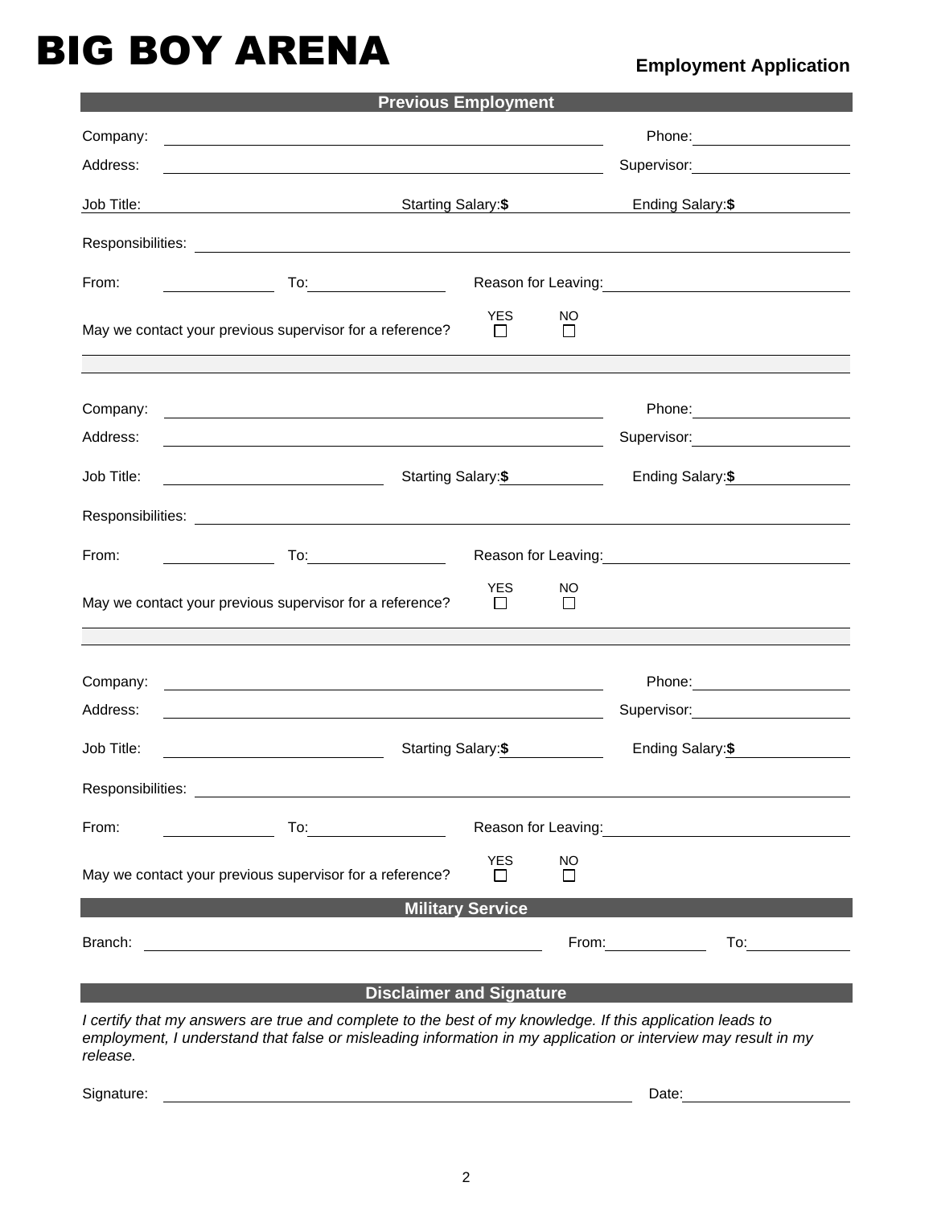# BIG BOY ARENA

**Employment Application**

## Previous Employment

Company: ______________________________ Phone: ______________

Address: ______________________________ Supervisor: ______________

Job Title: ______________ Starting Salary: **$** ______________ Ending Salary: **$** ______________

Responsibilities: ______________________________________________

From: ______________ To: ______________ Reason for Leaving: ______________

May we contact your previous supervisor for a reference? YES ☐ NO ☐

---

Company: ______________________________ Phone: ______________

Address: ______________________________ Supervisor: ______________

Job Title: ______________ Starting Salary: **$** ______________ Ending Salary: **$** ______________

Responsibilities: ______________________________________________

From: ______________ To: ______________ Reason for Leaving: ______________

May we contact your previous supervisor for a reference? YES ☐ NO ☐

---

Company: ______________________________ Phone: ______________

Address: ______________________________ Supervisor: ______________

Job Title: ______________ Starting Salary: **$** ______________ Ending Salary: **$** ______________

Responsibilities: ______________________________________________

From: ______________ To: ______________ Reason for Leaving: ______________

May we contact your previous supervisor for a reference? YES ☐ NO ☐

## Military Service

Branch: ______________________________ From: ______________ To: ______________

## Disclaimer and Signature

*I certify that my answers are true and complete to the best of my knowledge. If this application leads to employment, I understand that false or misleading information in my application or interview may result in my release.*

Signature: ______________________________ Date: ______________